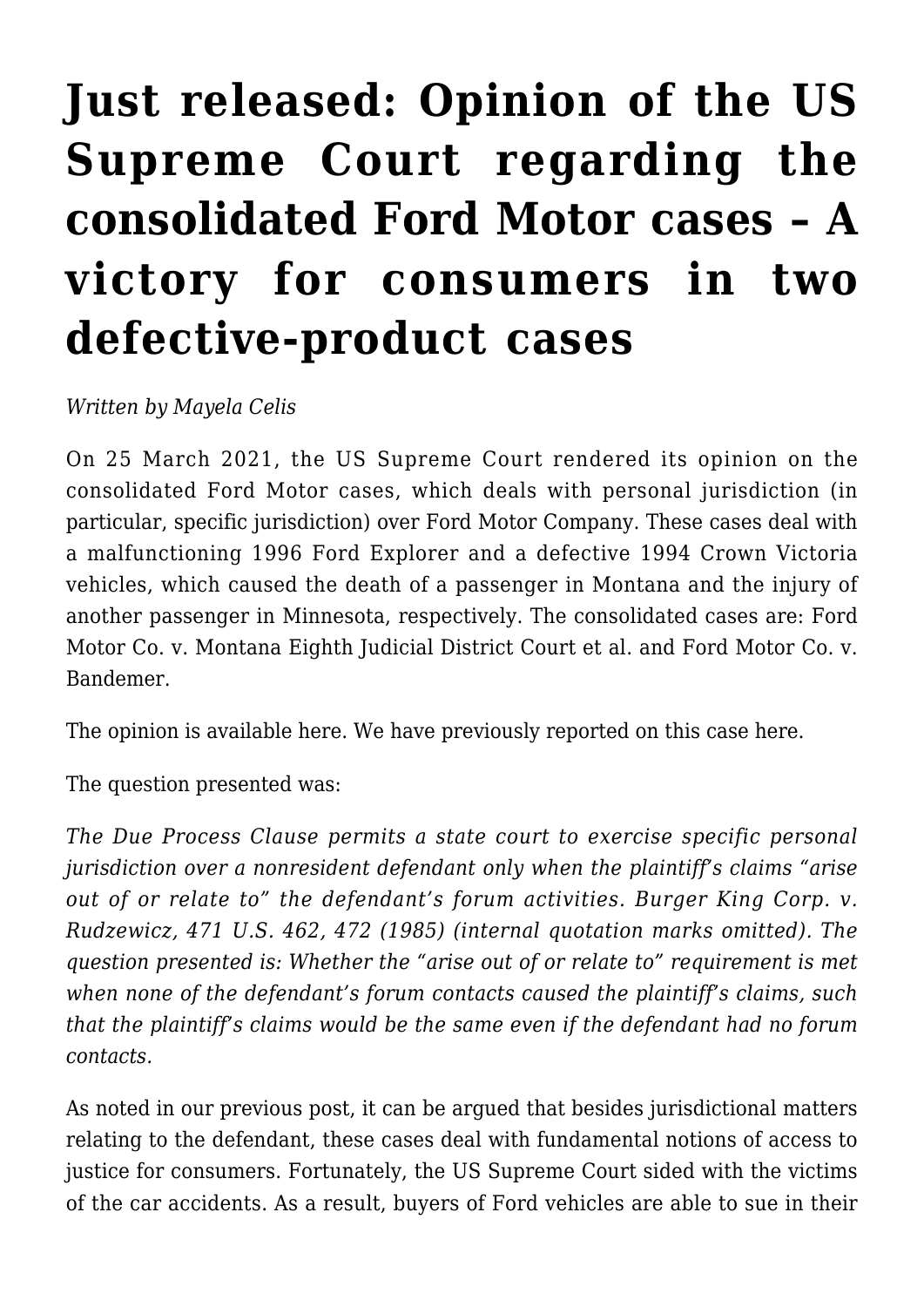# Just released: Opinion of the US Supreme Court regarding the consolidated Ford Motor cases – A victory for consumers in two defective-product cases

*Written by Mayela Celis*

On 25 March 2021, the US Supreme Court rendered its opinion on the consolidated Ford Motor cases, which deals with personal jurisdiction (in particular, specific jurisdiction) over Ford Motor Company. These cases deal with a malfunctioning 1996 Ford Explorer and a defective 1994 Crown Victoria vehicles, which caused the death of a passenger in Montana and the injury of another passenger in Minnesota, respectively. The consolidated cases are: Ford Motor Co. v. Montana Eighth Judicial District Court et al. and Ford Motor Co. v. Bandemer.

The opinion is available here. We have previously reported on this case here.

The question presented was:

*The Due Process Clause permits a state court to exercise specific personal jurisdiction over a nonresident defendant only when the plaintiff's claims "arise out of or relate to" the defendant's forum activities. Burger King Corp. v. Rudzewicz, 471 U.S. 462, 472 (1985) (internal quotation marks omitted). The question presented is: Whether the "arise out of or relate to" requirement is met when none of the defendant's forum contacts caused the plaintiff's claims, such that the plaintiff's claims would be the same even if the defendant had no forum contacts.*

As noted in our previous post, it can be argued that besides jurisdictional matters relating to the defendant, these cases deal with fundamental notions of access to justice for consumers. Fortunately, the US Supreme Court sided with the victims of the car accidents. As a result, buyers of Ford vehicles are able to sue in their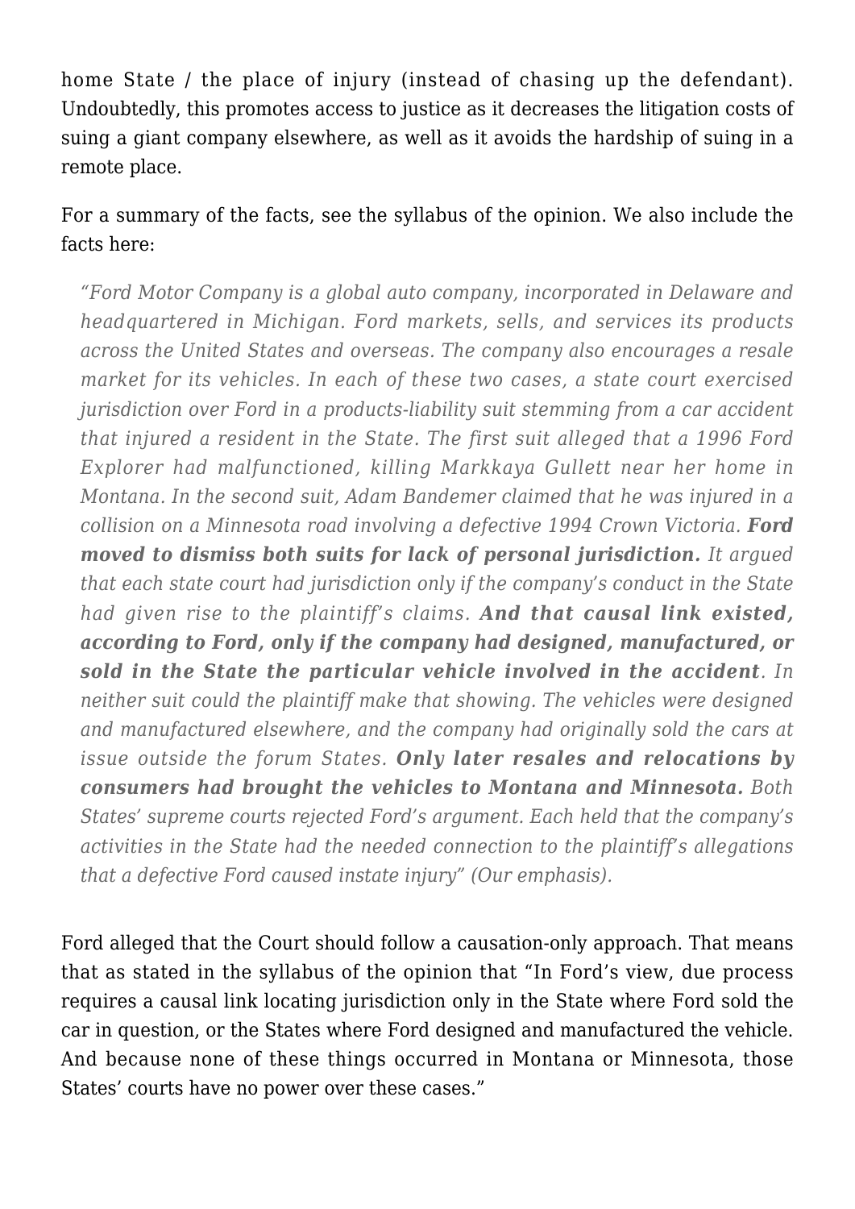home State / the place of injury (instead of chasing up the defendant). Undoubtedly, this promotes access to justice as it decreases the litigation costs of suing a giant company elsewhere, as well as it avoids the hardship of suing in a remote place.

For a summary of the facts, see the syllabus of the opinion. We also include the facts here:

> *"Ford Motor Company is a global auto company, incorporated in Delaware and headquartered in Michigan. Ford markets, sells, and services its products across the United States and overseas. The company also encourages a resale market for its vehicles. In each of these two cases, a state court exercised jurisdiction over Ford in a products-liability suit stemming from a car accident that injured a resident in the State. The first suit alleged that a 1996 Ford Explorer had malfunctioned, killing Markkaya Gullett near her home in Montana. In the second suit, Adam Bandemer claimed that he was injured in a collision on a Minnesota road involving a defective 1994 Crown Victoria.* ***Ford moved to dismiss both suits for lack of personal jurisdiction.*** *It argued that each state court had jurisdiction only if the company's conduct in the State had given rise to the plaintiff's claims.* ***And that causal link existed, according to Ford, only if the company had designed, manufactured, or sold in the State the particular vehicle involved in the accident****. In neither suit could the plaintiff make that showing. The vehicles were designed and manufactured elsewhere, and the company had originally sold the cars at issue outside the forum States.* ***Only later resales and relocations by consumers had brought the vehicles to Montana and Minnesota.*** *Both States' supreme courts rejected Ford's argument. Each held that the company's activities in the State had the needed connection to the plaintiff's allegations that a defective Ford caused instate injury" (Our emphasis).*

Ford alleged that the Court should follow a causation-only approach. That means that as stated in the syllabus of the opinion that "In Ford's view, due process requires a causal link locating jurisdiction only in the State where Ford sold the car in question, or the States where Ford designed and manufactured the vehicle. And because none of these things occurred in Montana or Minnesota, those States' courts have no power over these cases."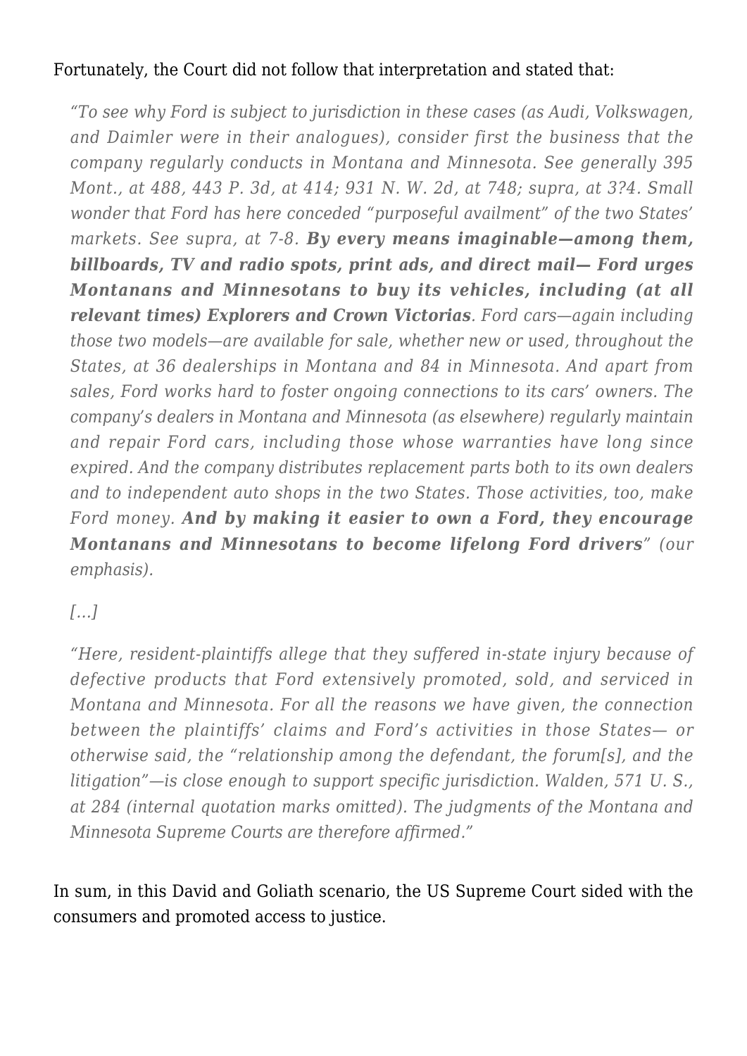Fortunately, the Court did not follow that interpretation and stated that:

> *"To see why Ford is subject to jurisdiction in these cases (as Audi, Volkswagen, and Daimler were in their analogues), consider first the business that the company regularly conducts in Montana and Minnesota. See generally 395 Mont., at 488, 443 P. 3d, at 414; 931 N. W. 2d, at 748; supra, at 3?4. Small wonder that Ford has here conceded "purposeful availment" of the two States' markets. See supra, at 7-8.* ***By every means imaginable—among them, billboards, TV and radio spots, print ads, and direct mail— Ford urges Montanans and Minnesotans to buy its vehicles, including (at all relevant times) Explorers and Crown Victorias****. Ford cars—again including those two models—are available for sale, whether new or used, throughout the States, at 36 dealerships in Montana and 84 in Minnesota. And apart from sales, Ford works hard to foster ongoing connections to its cars' owners. The company's dealers in Montana and Minnesota (as elsewhere) regularly maintain and repair Ford cars, including those whose warranties have long since expired. And the company distributes replacement parts both to its own dealers and to independent auto shops in the two States. Those activities, too, make Ford money.* ***And by making it easier to own a Ford, they encourage Montanans and Minnesotans to become lifelong Ford drivers****" (our emphasis).*
>
> *[…]*
>
> *"Here, resident-plaintiffs allege that they suffered in-state injury because of defective products that Ford extensively promoted, sold, and serviced in Montana and Minnesota. For all the reasons we have given, the connection between the plaintiffs' claims and Ford's activities in those States— or otherwise said, the "relationship among the defendant, the forum[s], and the litigation"—is close enough to support specific jurisdiction. Walden, 571 U. S., at 284 (internal quotation marks omitted). The judgments of the Montana and Minnesota Supreme Courts are therefore affirmed."*

In sum, in this David and Goliath scenario, the US Supreme Court sided with the consumers and promoted access to justice.